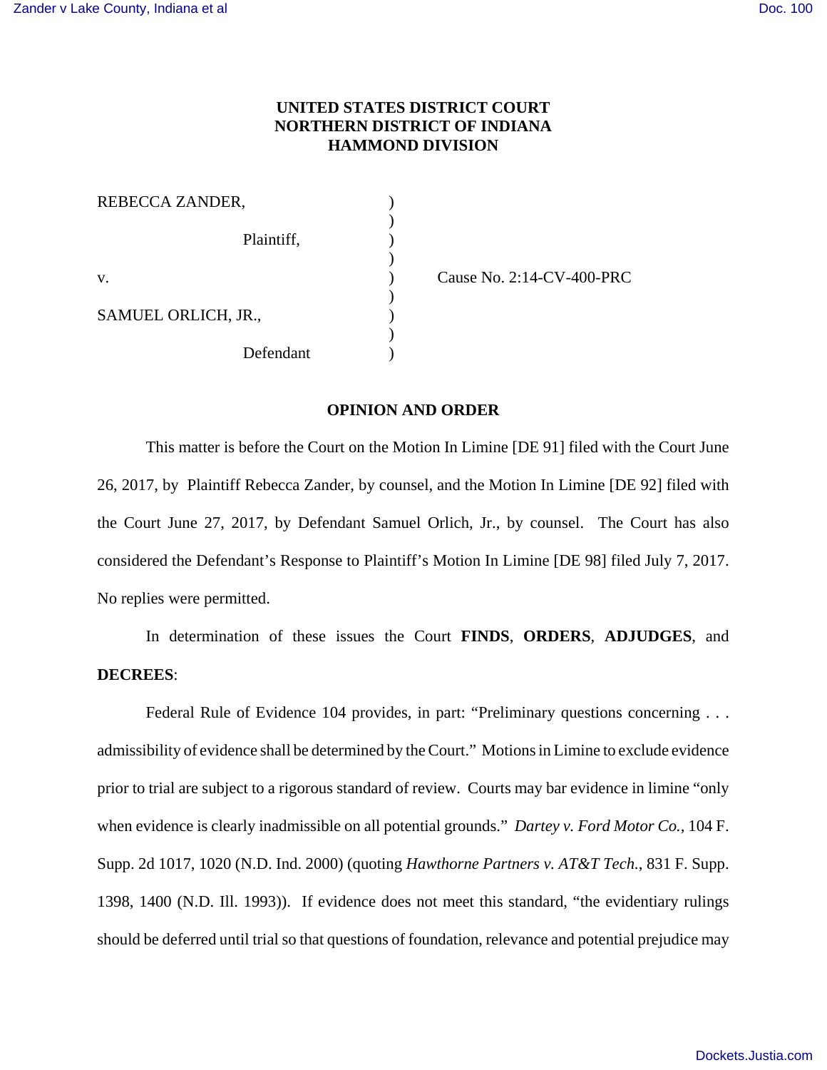**UNITED STATES DISTRICT COURT**
**NORTHERN DISTRICT OF INDIANA**
**HAMMOND DIVISION**

| | | |
|---|---|---|
| REBECCA ZANDER, | ) | |
| | ) | |
| Plaintiff, | ) | |
| | ) | |
| v. | ) | Cause No. 2:14-CV-400-PRC |
| | ) | |
| SAMUEL ORLICH, JR., | ) | |
| | ) | |
| Defendant | ) | |

## OPINION AND ORDER

This matter is before the Court on the Motion In Limine [DE 91] filed with the Court June 26, 2017, by Plaintiff Rebecca Zander, by counsel, and the Motion In Limine [DE 92] filed with the Court June 27, 2017, by Defendant Samuel Orlich, Jr., by counsel. The Court has also considered the Defendant's Response to Plaintiff's Motion In Limine [DE 98] filed July 7, 2017. No replies were permitted.

In determination of these issues the Court **FINDS**, **ORDERS**, **ADJUDGES**, and **DECREES**:

Federal Rule of Evidence 104 provides, in part: "Preliminary questions concerning . . . admissibility of evidence shall be determined by the Court." Motions in Limine to exclude evidence prior to trial are subject to a rigorous standard of review. Courts may bar evidence in limine "only when evidence is clearly inadmissible on all potential grounds." *Dartey v. Ford Motor Co.*, 104 F. Supp. 2d 1017, 1020 (N.D. Ind. 2000) (quoting *Hawthorne Partners v. AT&T Tech.*, 831 F. Supp. 1398, 1400 (N.D. Ill. 1993)). If evidence does not meet this standard, "the evidentiary rulings should be deferred until trial so that questions of foundation, relevance and potential prejudice may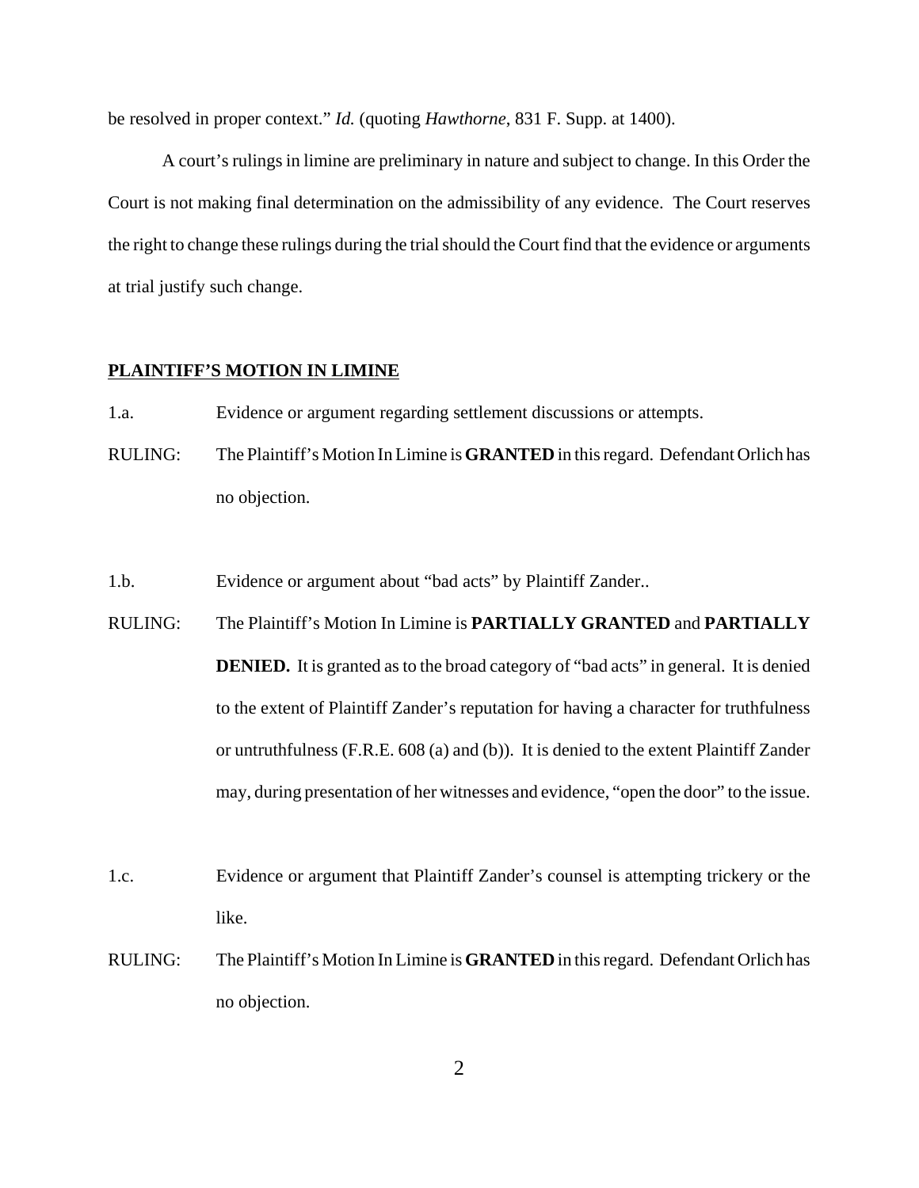be resolved in proper context." *Id.* (quoting *Hawthorne*, 831 F. Supp. at 1400).

A court's rulings in limine are preliminary in nature and subject to change. In this Order the Court is not making final determination on the admissibility of any evidence. The Court reserves the right to change these rulings during the trial should the Court find that the evidence or arguments at trial justify such change.

**PLAINTIFF'S MOTION IN LIMINE**

1.a. Evidence or argument regarding settlement discussions or attempts.

RULING: The Plaintiff's Motion In Limine is **GRANTED** in this regard. Defendant Orlich has no objection.

1.b. Evidence or argument about "bad acts" by Plaintiff Zander..

RULING: The Plaintiff's Motion In Limine is **PARTIALLY GRANTED** and **PARTIALLY DENIED.** It is granted as to the broad category of "bad acts" in general. It is denied to the extent of Plaintiff Zander's reputation for having a character for truthfulness or untruthfulness (F.R.E. 608 (a) and (b)). It is denied to the extent Plaintiff Zander may, during presentation of her witnesses and evidence, "open the door" to the issue.

1.c. Evidence or argument that Plaintiff Zander's counsel is attempting trickery or the like.

RULING: The Plaintiff's Motion In Limine is **GRANTED** in this regard. Defendant Orlich has no objection.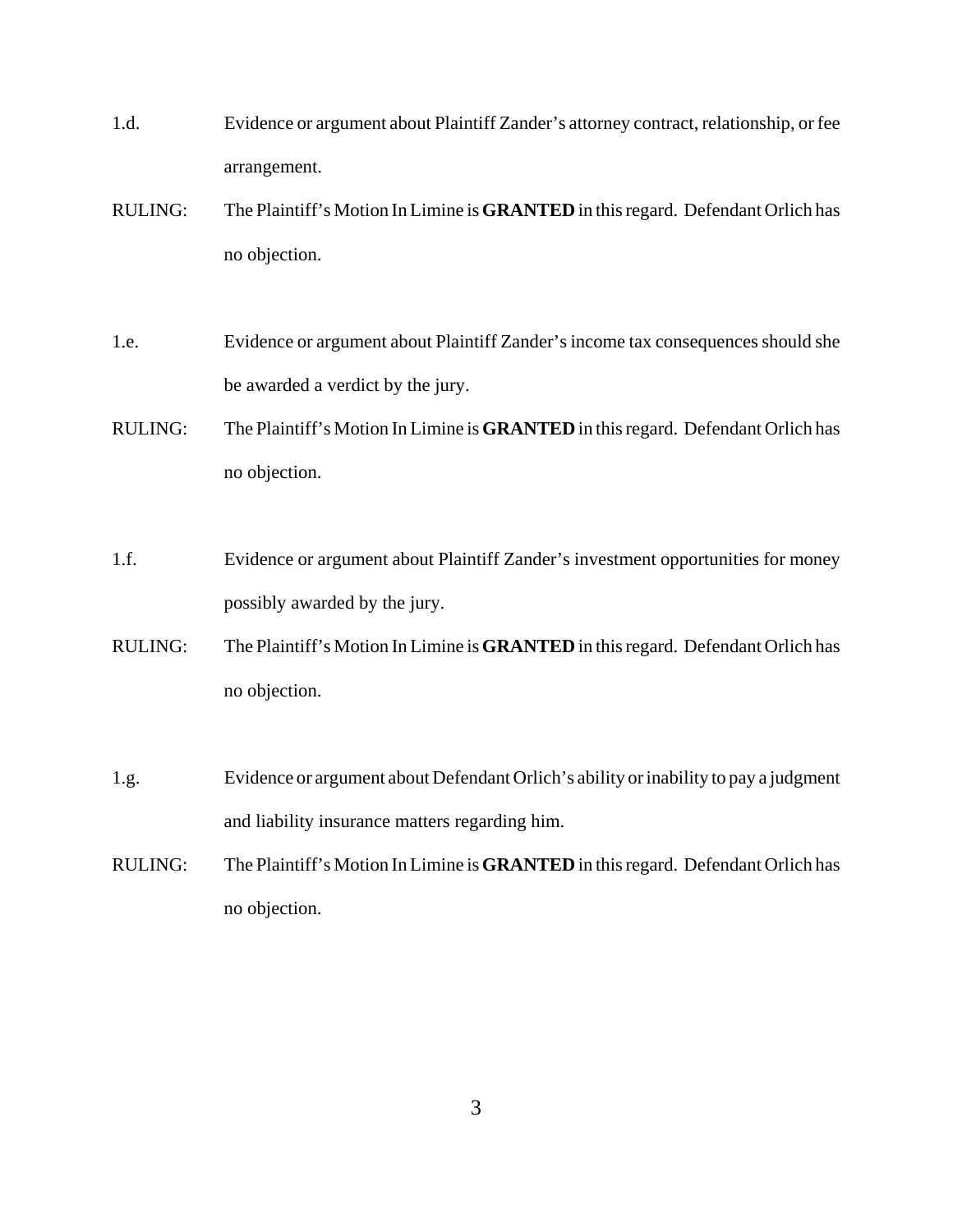1.d. Evidence or argument about Plaintiff Zander's attorney contract, relationship, or fee arrangement.

RULING: The Plaintiff's Motion In Limine is **GRANTED** in this regard. Defendant Orlich has no objection.

1.e. Evidence or argument about Plaintiff Zander's income tax consequences should she be awarded a verdict by the jury.

RULING: The Plaintiff's Motion In Limine is **GRANTED** in this regard. Defendant Orlich has no objection.

1.f. Evidence or argument about Plaintiff Zander's investment opportunities for money possibly awarded by the jury.

RULING: The Plaintiff's Motion In Limine is **GRANTED** in this regard. Defendant Orlich has no objection.

1.g. Evidence or argument about Defendant Orlich's ability or inability to pay a judgment and liability insurance matters regarding him.

RULING: The Plaintiff's Motion In Limine is **GRANTED** in this regard. Defendant Orlich has no objection.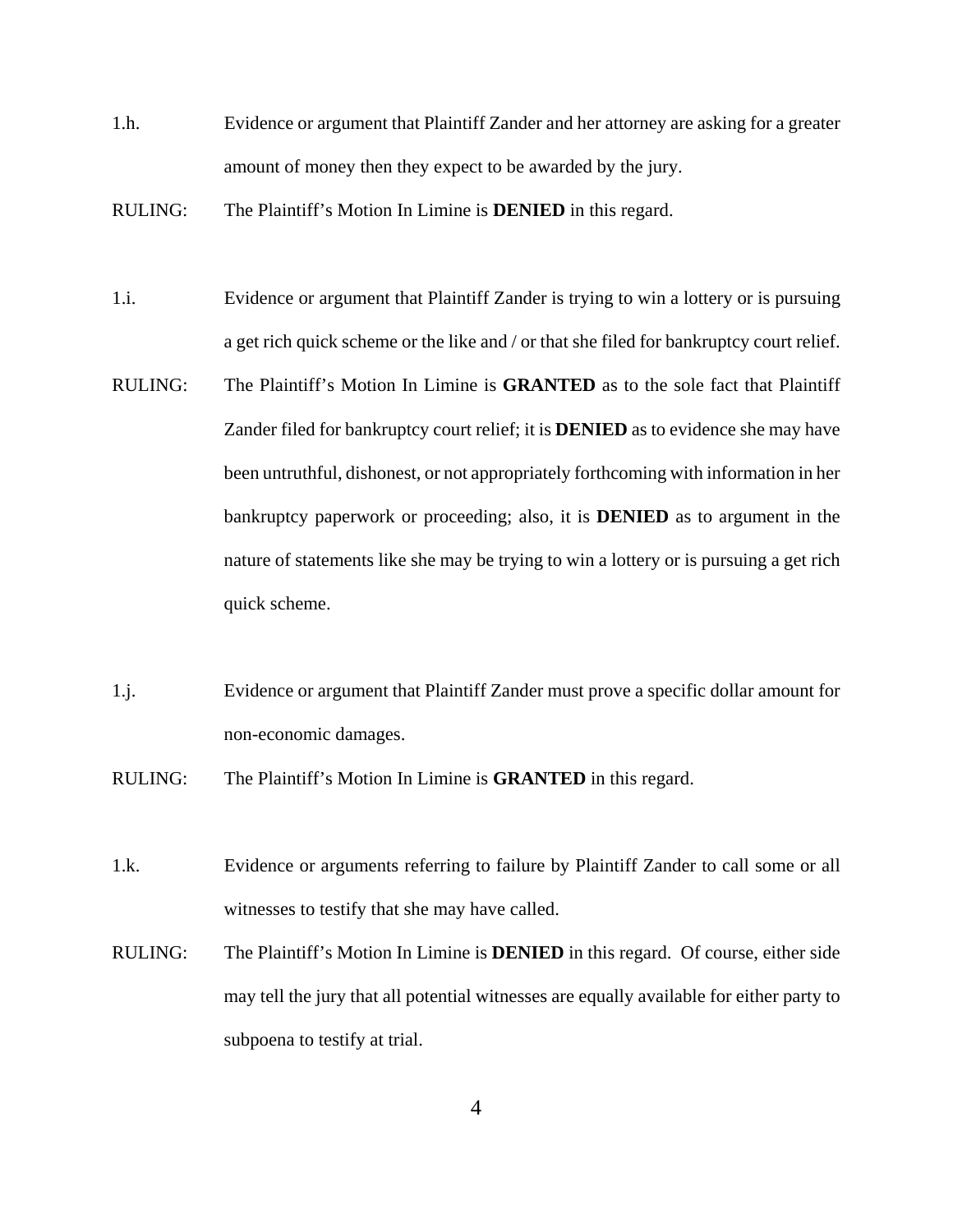1.h. Evidence or argument that Plaintiff Zander and her attorney are asking for a greater amount of money then they expect to be awarded by the jury.

RULING: The Plaintiff's Motion In Limine is **DENIED** in this regard.

1.i. Evidence or argument that Plaintiff Zander is trying to win a lottery or is pursuing a get rich quick scheme or the like and / or that she filed for bankruptcy court relief.

RULING: The Plaintiff's Motion In Limine is **GRANTED** as to the sole fact that Plaintiff Zander filed for bankruptcy court relief; it is **DENIED** as to evidence she may have been untruthful, dishonest, or not appropriately forthcoming with information in her bankruptcy paperwork or proceeding; also, it is **DENIED** as to argument in the nature of statements like she may be trying to win a lottery or is pursuing a get rich quick scheme.

1.j. Evidence or argument that Plaintiff Zander must prove a specific dollar amount for non-economic damages.

RULING: The Plaintiff's Motion In Limine is **GRANTED** in this regard.

1.k. Evidence or arguments referring to failure by Plaintiff Zander to call some or all witnesses to testify that she may have called.

RULING: The Plaintiff's Motion In Limine is **DENIED** in this regard. Of course, either side may tell the jury that all potential witnesses are equally available for either party to subpoena to testify at trial.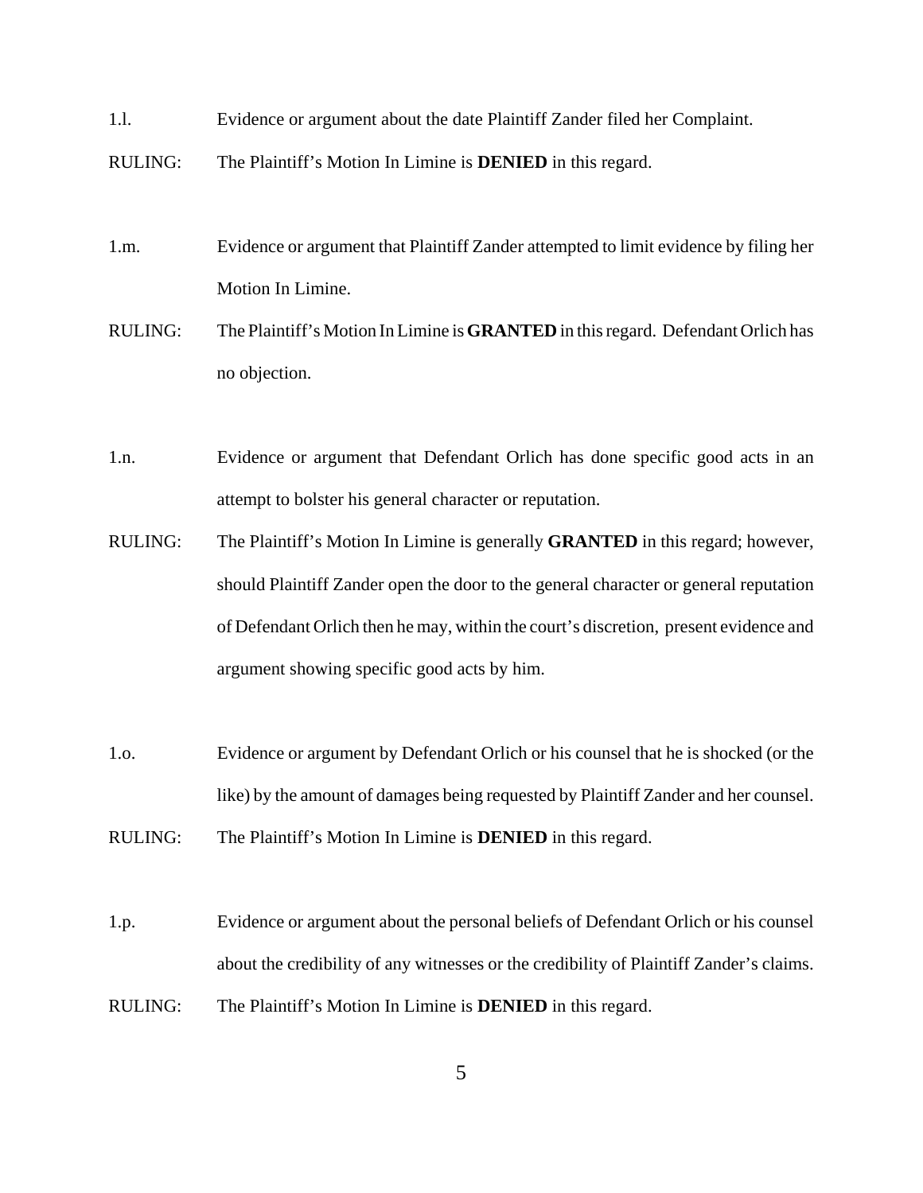1.l. Evidence or argument about the date Plaintiff Zander filed her Complaint.

RULING: The Plaintiff's Motion In Limine is **DENIED** in this regard.

1.m. Evidence or argument that Plaintiff Zander attempted to limit evidence by filing her Motion In Limine.

RULING: The Plaintiff's Motion In Limine is **GRANTED** in this regard. Defendant Orlich has no objection.

1.n. Evidence or argument that Defendant Orlich has done specific good acts in an attempt to bolster his general character or reputation.

RULING: The Plaintiff's Motion In Limine is generally **GRANTED** in this regard; however, should Plaintiff Zander open the door to the general character or general reputation of Defendant Orlich then he may, within the court's discretion, present evidence and argument showing specific good acts by him.

1.o. Evidence or argument by Defendant Orlich or his counsel that he is shocked (or the like) by the amount of damages being requested by Plaintiff Zander and her counsel.

RULING: The Plaintiff's Motion In Limine is **DENIED** in this regard.

1.p. Evidence or argument about the personal beliefs of Defendant Orlich or his counsel about the credibility of any witnesses or the credibility of Plaintiff Zander's claims.

RULING: The Plaintiff's Motion In Limine is **DENIED** in this regard.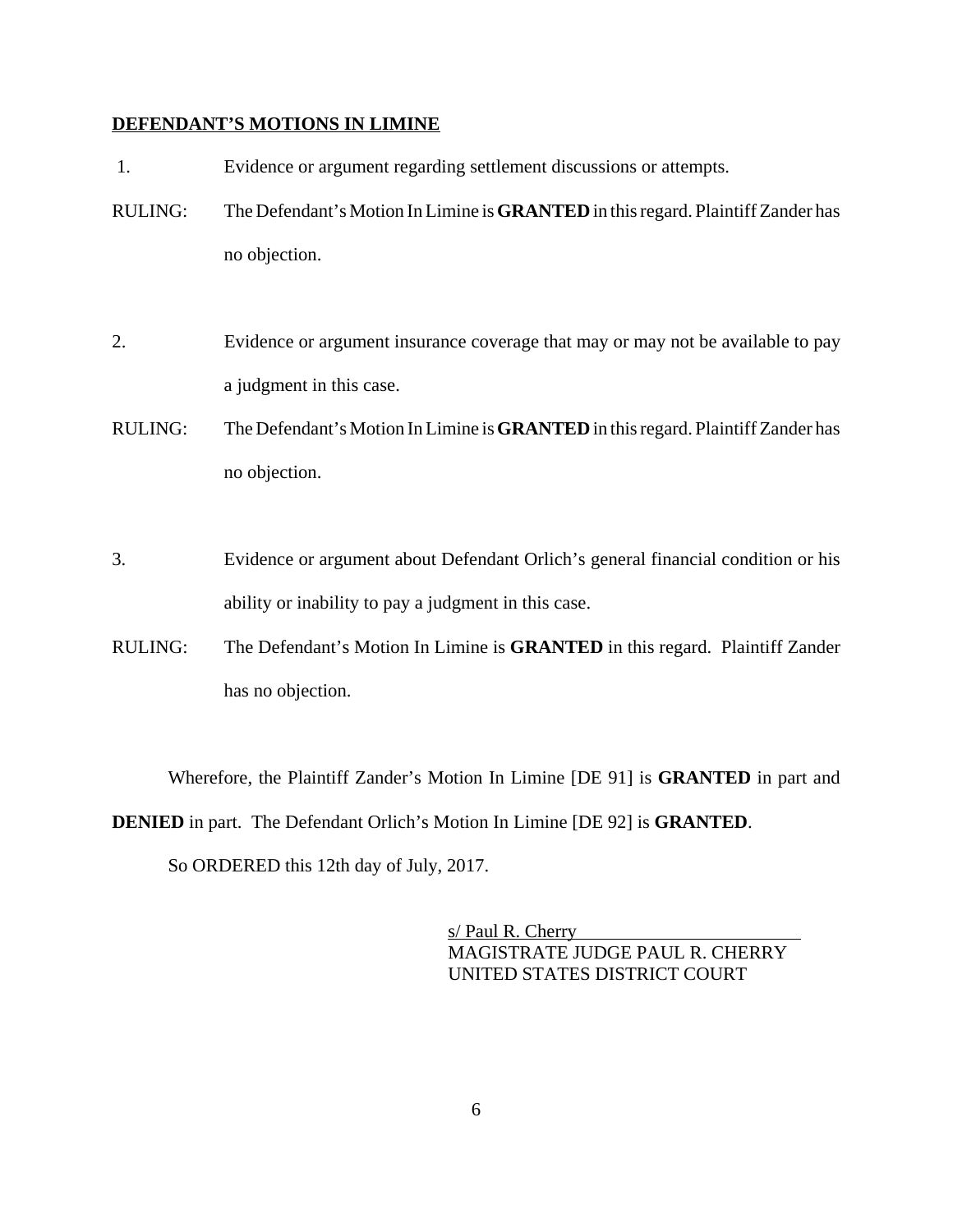**DEFENDANT'S MOTIONS IN LIMINE**

1. Evidence or argument regarding settlement discussions or attempts.

RULING: The Defendant's Motion In Limine is **GRANTED** in this regard. Plaintiff Zander has no objection.

2. Evidence or argument insurance coverage that may or may not be available to pay a judgment in this case.

RULING: The Defendant's Motion In Limine is **GRANTED** in this regard. Plaintiff Zander has no objection.

3. Evidence or argument about Defendant Orlich's general financial condition or his ability or inability to pay a judgment in this case.

RULING: The Defendant's Motion In Limine is **GRANTED** in this regard. Plaintiff Zander has no objection.

Wherefore, the Plaintiff Zander's Motion In Limine [DE 91] is **GRANTED** in part and **DENIED** in part. The Defendant Orlich's Motion In Limine [DE 92] is **GRANTED**.

So ORDERED this 12th day of July, 2017.

s/ Paul R. Cherry
MAGISTRATE JUDGE PAUL R. CHERRY
UNITED STATES DISTRICT COURT